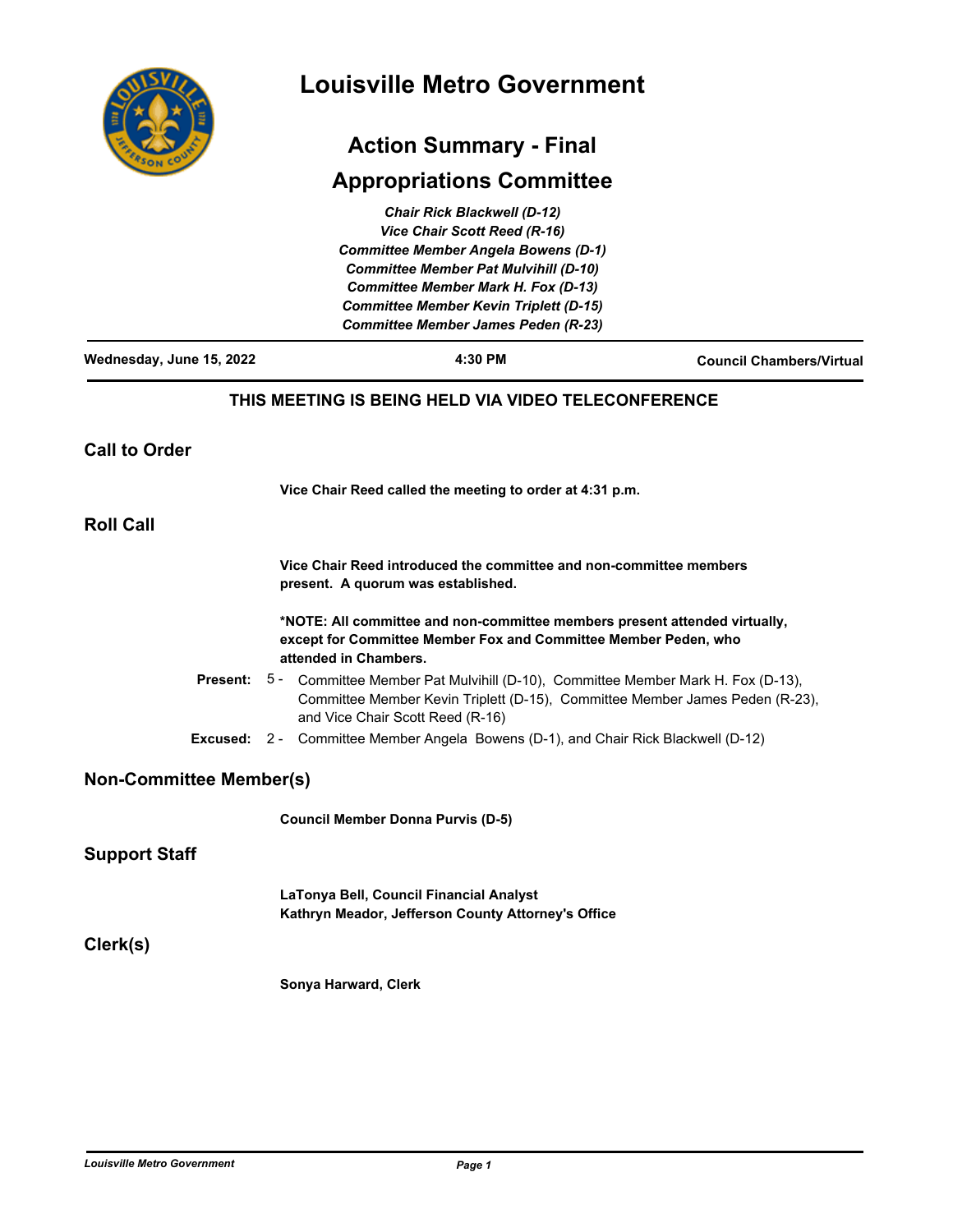# Louisville Metro Government

## Action Summary - Final

## Appropriations Committee

*Chair Rick Blackwell (D-12)*
*Vice Chair Scott Reed (R-16)*
*Committee Member Angela Bowens (D-1)*
*Committee Member Pat Mulvihill (D-10)*
*Committee Member Mark H. Fox (D-13)*
*Committee Member Kevin Triplett (D-15)*
*Committee Member James Peden (R-23)*

**Wednesday, June 15, 2022** | **4:30 PM** | **Council Chambers/Virtual**

**THIS MEETING IS BEING HELD VIA VIDEO TELECONFERENCE**

## Call to Order

**Vice Chair Reed called the meeting to order at 4:31 p.m.**

## Roll Call

**Vice Chair Reed introduced the committee and non-committee members present. A quorum was established.**

***NOTE: All committee and non-committee members present attended virtually, except for Committee Member Fox and Committee Member Peden, who attended in Chambers.**

**Present:** 5 - Committee Member Pat Mulvihill (D-10), Committee Member Mark H. Fox (D-13), Committee Member Kevin Triplett (D-15), Committee Member James Peden (R-23), and Vice Chair Scott Reed (R-16)

**Excused:** 2 - Committee Member Angela Bowens (D-1), and Chair Rick Blackwell (D-12)

## Non-Committee Member(s)

**Council Member Donna Purvis (D-5)**

## Support Staff

**LaTonya Bell, Council Financial Analyst**
**Kathryn Meador, Jefferson County Attorney's Office**

## Clerk(s)

**Sonya Harward, Clerk**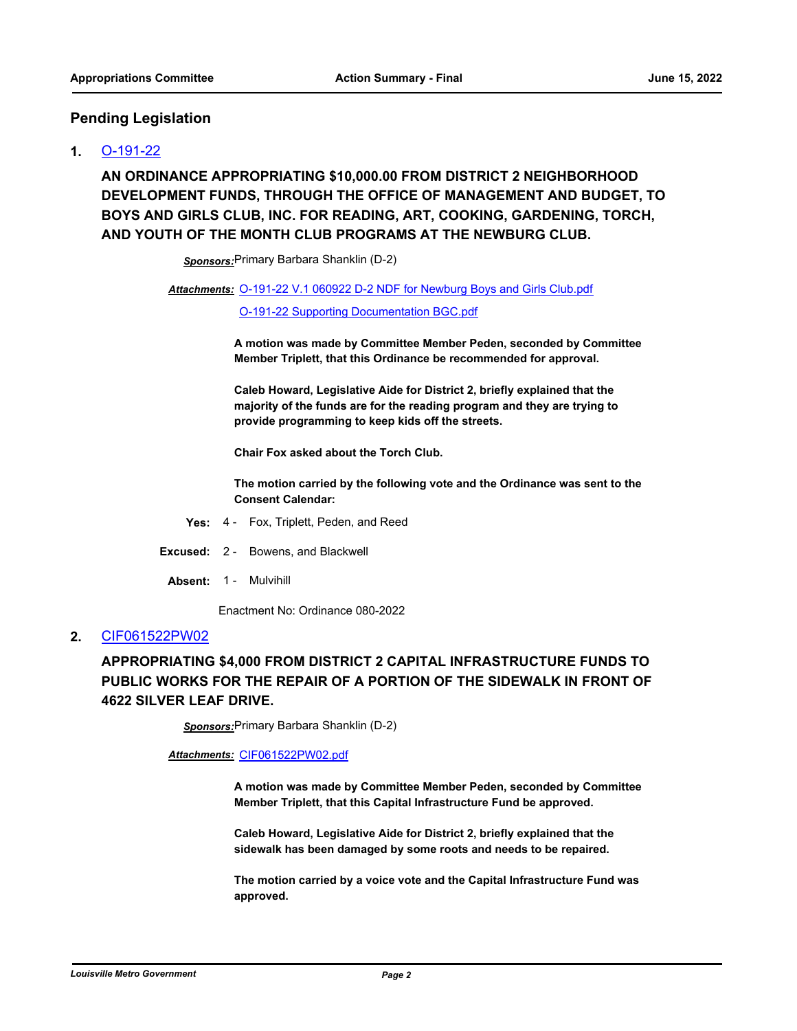## Pending Legislation

**1.** O-191-22

### AN ORDINANCE APPROPRIATING $10,000.00 FROM DISTRICT 2 NEIGHBORHOOD DEVELOPMENT FUNDS, THROUGH THE OFFICE OF MANAGEMENT AND BUDGET, TO BOYS AND GIRLS CLUB, INC. FOR READING, ART, COOKING, GARDENING, TORCH, AND YOUTH OF THE MONTH CLUB PROGRAMS AT THE NEWBURG CLUB.

***Sponsors:*** Primary Barbara Shanklin (D-2)

***Attachments:*** O-191-22 V.1 060922 D-2 NDF for Newburg Boys and Girls Club.pdf
O-191-22 Supporting Documentation BGC.pdf

**A motion was made by Committee Member Peden, seconded by Committee Member Triplett, that this Ordinance be recommended for approval.**

**Caleb Howard, Legislative Aide for District 2, briefly explained that the majority of the funds are for the reading program and they are trying to provide programming to keep kids off the streets.**

**Chair Fox asked about the Torch Club.**

**The motion carried by the following vote and the Ordinance was sent to the Consent Calendar:**

**Yes:** 4 - Fox, Triplett, Peden, and Reed

**Excused:** 2 - Bowens, and Blackwell

**Absent:** 1 - Mulvihill

Enactment No: Ordinance 080-2022

**2.** CIF061522PW02

### APPROPRIATING $4,000 FROM DISTRICT 2 CAPITAL INFRASTRUCTURE FUNDS TO PUBLIC WORKS FOR THE REPAIR OF A PORTION OF THE SIDEWALK IN FRONT OF 4622 SILVER LEAF DRIVE.

***Sponsors:*** Primary Barbara Shanklin (D-2)

***Attachments:*** CIF061522PW02.pdf

**A motion was made by Committee Member Peden, seconded by Committee Member Triplett, that this Capital Infrastructure Fund be approved.**

**Caleb Howard, Legislative Aide for District 2, briefly explained that the sidewalk has been damaged by some roots and needs to be repaired.**

**The motion carried by a voice vote and the Capital Infrastructure Fund was approved.**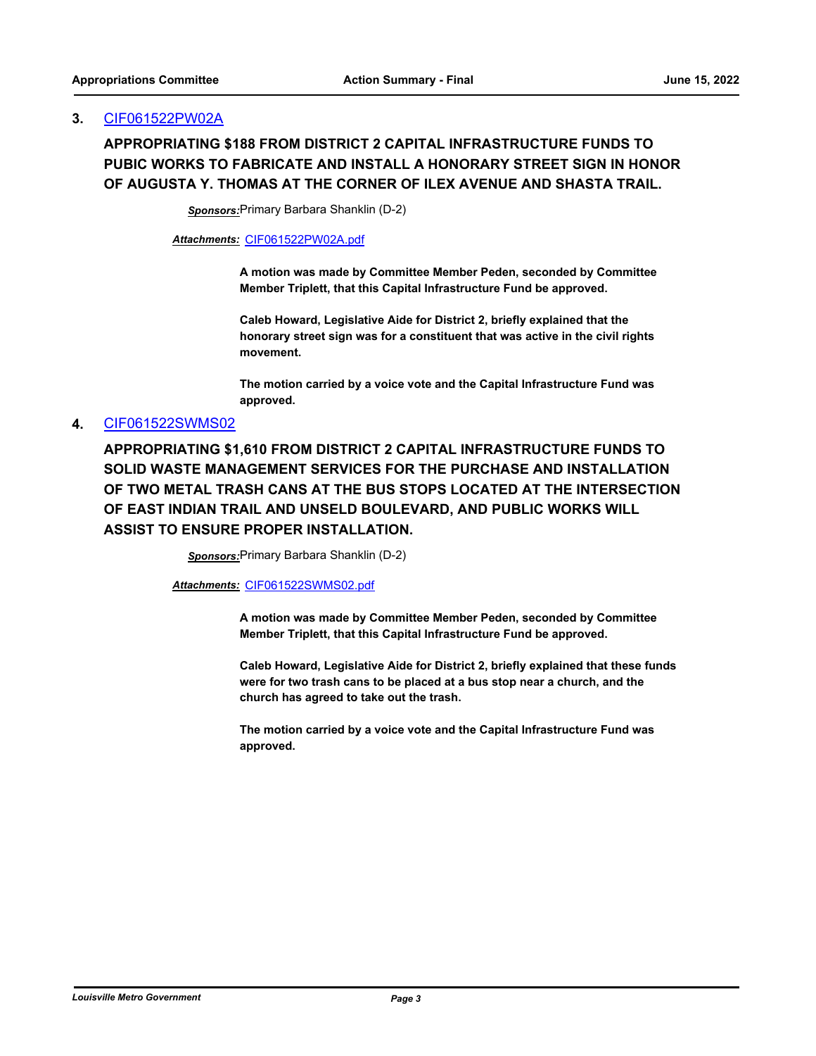**3.** CIF061522PW02A

**APPROPRIATING $188 FROM DISTRICT 2 CAPITAL INFRASTRUCTURE FUNDS TO PUBIC WORKS TO FABRICATE AND INSTALL A HONORARY STREET SIGN IN HONOR OF AUGUSTA Y. THOMAS AT THE CORNER OF ILEX AVENUE AND SHASTA TRAIL.**

***Sponsors:*** Primary Barbara Shanklin (D-2)

***Attachments:*** CIF061522PW02A.pdf

**A motion was made by Committee Member Peden, seconded by Committee Member Triplett, that this Capital Infrastructure Fund be approved.**

**Caleb Howard, Legislative Aide for District 2, briefly explained that the honorary street sign was for a constituent that was active in the civil rights movement.**

**The motion carried by a voice vote and the Capital Infrastructure Fund was approved.**

**4.** CIF061522SWMS02

**APPROPRIATING $1,610 FROM DISTRICT 2 CAPITAL INFRASTRUCTURE FUNDS TO SOLID WASTE MANAGEMENT SERVICES FOR THE PURCHASE AND INSTALLATION OF TWO METAL TRASH CANS AT THE BUS STOPS LOCATED AT THE INTERSECTION OF EAST INDIAN TRAIL AND UNSELD BOULEVARD, AND PUBLIC WORKS WILL ASSIST TO ENSURE PROPER INSTALLATION.**

***Sponsors:*** Primary Barbara Shanklin (D-2)

***Attachments:*** CIF061522SWMS02.pdf

**A motion was made by Committee Member Peden, seconded by Committee Member Triplett, that this Capital Infrastructure Fund be approved.**

**Caleb Howard, Legislative Aide for District 2, briefly explained that these funds were for two trash cans to be placed at a bus stop near a church, and the church has agreed to take out the trash.**

**The motion carried by a voice vote and the Capital Infrastructure Fund was approved.**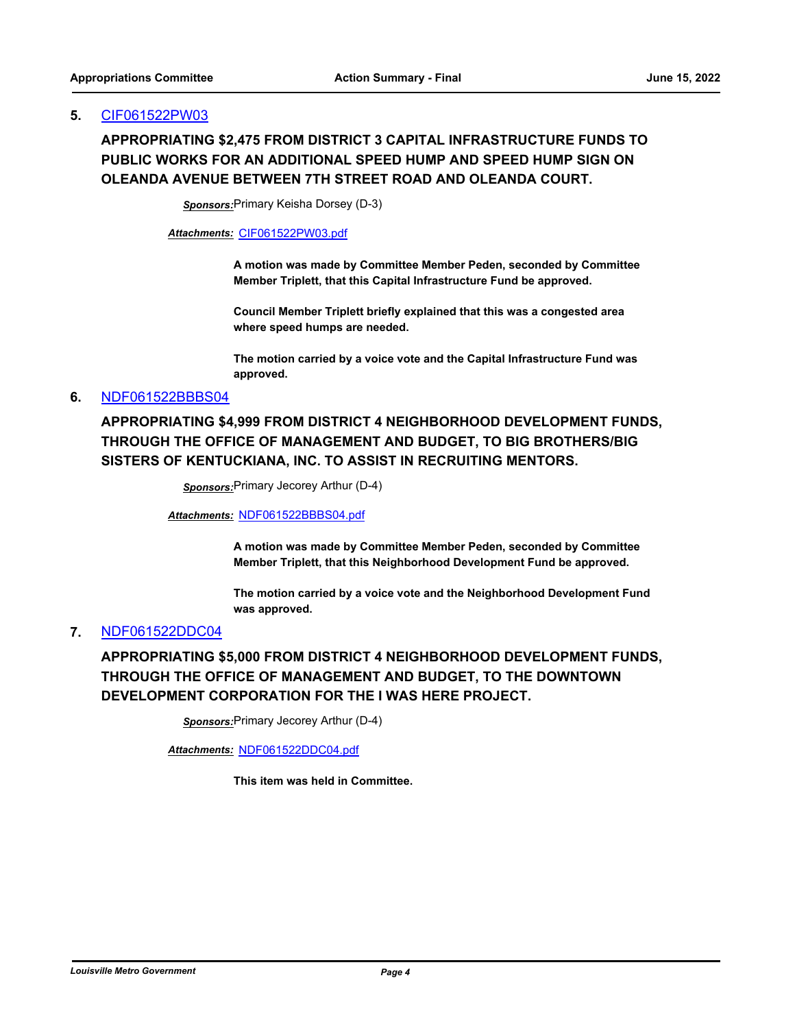**5.** CIF061522PW03

**APPROPRIATING $2,475 FROM DISTRICT 3 CAPITAL INFRASTRUCTURE FUNDS TO PUBLIC WORKS FOR AN ADDITIONAL SPEED HUMP AND SPEED HUMP SIGN ON OLEANDA AVENUE BETWEEN 7TH STREET ROAD AND OLEANDA COURT.**

***Sponsors:*** Primary Keisha Dorsey (D-3)

***Attachments:*** CIF061522PW03.pdf

**A motion was made by Committee Member Peden, seconded by Committee Member Triplett, that this Capital Infrastructure Fund be approved.**

**Council Member Triplett briefly explained that this was a congested area where speed humps are needed.**

**The motion carried by a voice vote and the Capital Infrastructure Fund was approved.**

**6.** NDF061522BBBS04

**APPROPRIATING $4,999 FROM DISTRICT 4 NEIGHBORHOOD DEVELOPMENT FUNDS, THROUGH THE OFFICE OF MANAGEMENT AND BUDGET, TO BIG BROTHERS/BIG SISTERS OF KENTUCKIANA, INC. TO ASSIST IN RECRUITING MENTORS.**

***Sponsors:*** Primary Jecorey Arthur (D-4)

***Attachments:*** NDF061522BBBS04.pdf

**A motion was made by Committee Member Peden, seconded by Committee Member Triplett, that this Neighborhood Development Fund be approved.**

**The motion carried by a voice vote and the Neighborhood Development Fund was approved.**

**7.** NDF061522DDC04

**APPROPRIATING $5,000 FROM DISTRICT 4 NEIGHBORHOOD DEVELOPMENT FUNDS, THROUGH THE OFFICE OF MANAGEMENT AND BUDGET, TO THE DOWNTOWN DEVELOPMENT CORPORATION FOR THE I WAS HERE PROJECT.**

***Sponsors:*** Primary Jecorey Arthur (D-4)

***Attachments:*** NDF061522DDC04.pdf

**This item was held in Committee.**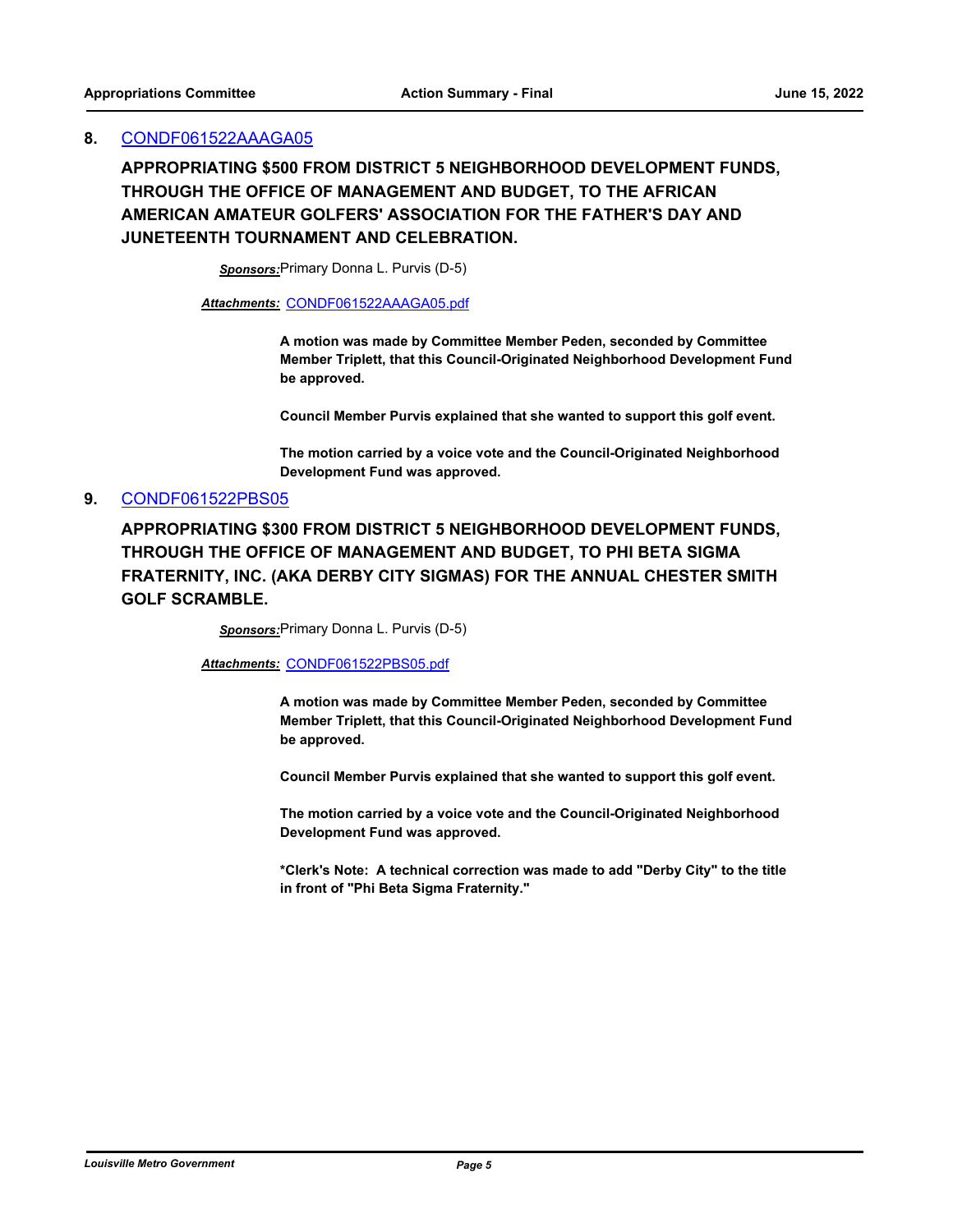**8.** CONDF061522AAAGA05

**APPROPRIATING $500 FROM DISTRICT 5 NEIGHBORHOOD DEVELOPMENT FUNDS, THROUGH THE OFFICE OF MANAGEMENT AND BUDGET, TO THE AFRICAN AMERICAN AMATEUR GOLFERS' ASSOCIATION FOR THE FATHER'S DAY AND JUNETEENTH TOURNAMENT AND CELEBRATION.**

***Sponsors:*** Primary Donna L. Purvis (D-5)

***Attachments:*** CONDF061522AAAGA05.pdf

**A motion was made by Committee Member Peden, seconded by Committee Member Triplett, that this Council-Originated Neighborhood Development Fund be approved.**

**Council Member Purvis explained that she wanted to support this golf event.**

**The motion carried by a voice vote and the Council-Originated Neighborhood Development Fund was approved.**

**9.** CONDF061522PBS05

**APPROPRIATING $300 FROM DISTRICT 5 NEIGHBORHOOD DEVELOPMENT FUNDS, THROUGH THE OFFICE OF MANAGEMENT AND BUDGET, TO PHI BETA SIGMA FRATERNITY, INC. (AKA DERBY CITY SIGMAS) FOR THE ANNUAL CHESTER SMITH GOLF SCRAMBLE.**

***Sponsors:*** Primary Donna L. Purvis (D-5)

***Attachments:*** CONDF061522PBS05.pdf

**A motion was made by Committee Member Peden, seconded by Committee Member Triplett, that this Council-Originated Neighborhood Development Fund be approved.**

**Council Member Purvis explained that she wanted to support this golf event.**

**The motion carried by a voice vote and the Council-Originated Neighborhood Development Fund was approved.**

**\*Clerk's Note: A technical correction was made to add "Derby City" to the title in front of "Phi Beta Sigma Fraternity."**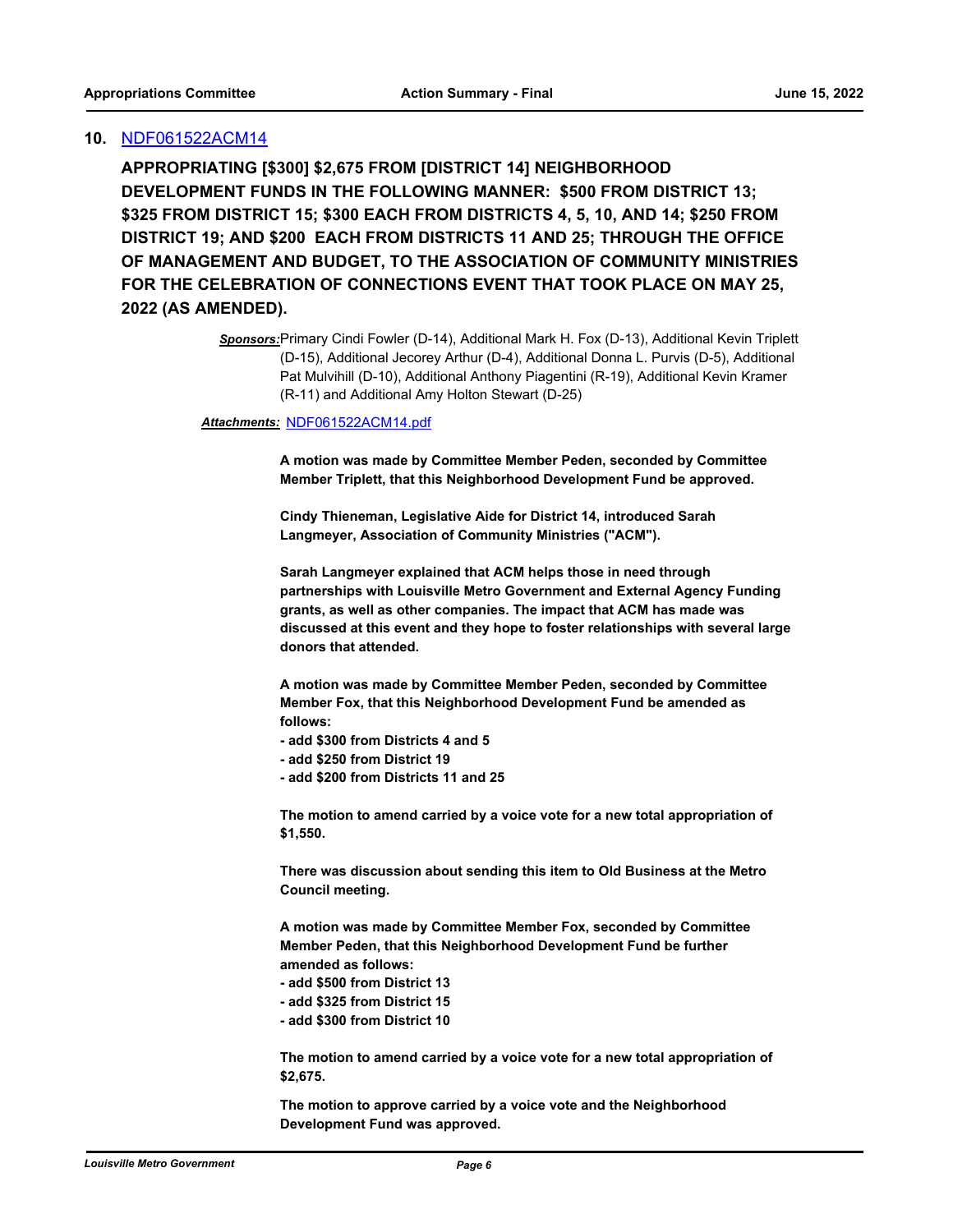**10. NDF061522ACM14**

**APPROPRIATING [$300] $2,675 FROM [DISTRICT 14] NEIGHBORHOOD DEVELOPMENT FUNDS IN THE FOLLOWING MANNER: $500 FROM DISTRICT 13; $325 FROM DISTRICT 15; $300 EACH FROM DISTRICTS 4, 5, 10, AND 14; $250 FROM DISTRICT 19; AND $200 EACH FROM DISTRICTS 11 AND 25; THROUGH THE OFFICE OF MANAGEMENT AND BUDGET, TO THE ASSOCIATION OF COMMUNITY MINISTRIES FOR THE CELEBRATION OF CONNECTIONS EVENT THAT TOOK PLACE ON MAY 25, 2022 (AS AMENDED).**

***Sponsors:*** Primary Cindi Fowler (D-14), Additional Mark H. Fox (D-13), Additional Kevin Triplett (D-15), Additional Jecorey Arthur (D-4), Additional Donna L. Purvis (D-5), Additional Pat Mulvihill (D-10), Additional Anthony Piagentini (R-19), Additional Kevin Kramer (R-11) and Additional Amy Holton Stewart (D-25)

***Attachments:*** NDF061522ACM14.pdf

**A motion was made by Committee Member Peden, seconded by Committee Member Triplett, that this Neighborhood Development Fund be approved.**

**Cindy Thieneman, Legislative Aide for District 14, introduced Sarah Langmeyer, Association of Community Ministries ("ACM").**

**Sarah Langmeyer explained that ACM helps those in need through partnerships with Louisville Metro Government and External Agency Funding grants, as well as other companies. The impact that ACM has made was discussed at this event and they hope to foster relationships with several large donors that attended.**

**A motion was made by Committee Member Peden, seconded by Committee Member Fox, that this Neighborhood Development Fund be amended as follows:**

**- add $300 from Districts 4 and 5**
**- add $250 from District 19**
**- add $200 from Districts 11 and 25**

**The motion to amend carried by a voice vote for a new total appropriation of $1,550.**

**There was discussion about sending this item to Old Business at the Metro Council meeting.**

**A motion was made by Committee Member Fox, seconded by Committee Member Peden, that this Neighborhood Development Fund be further amended as follows:**

**- add $500 from District 13**
**- add $325 from District 15**
**- add $300 from District 10**

**The motion to amend carried by a voice vote for a new total appropriation of $2,675.**

**The motion to approve carried by a voice vote and the Neighborhood Development Fund was approved.**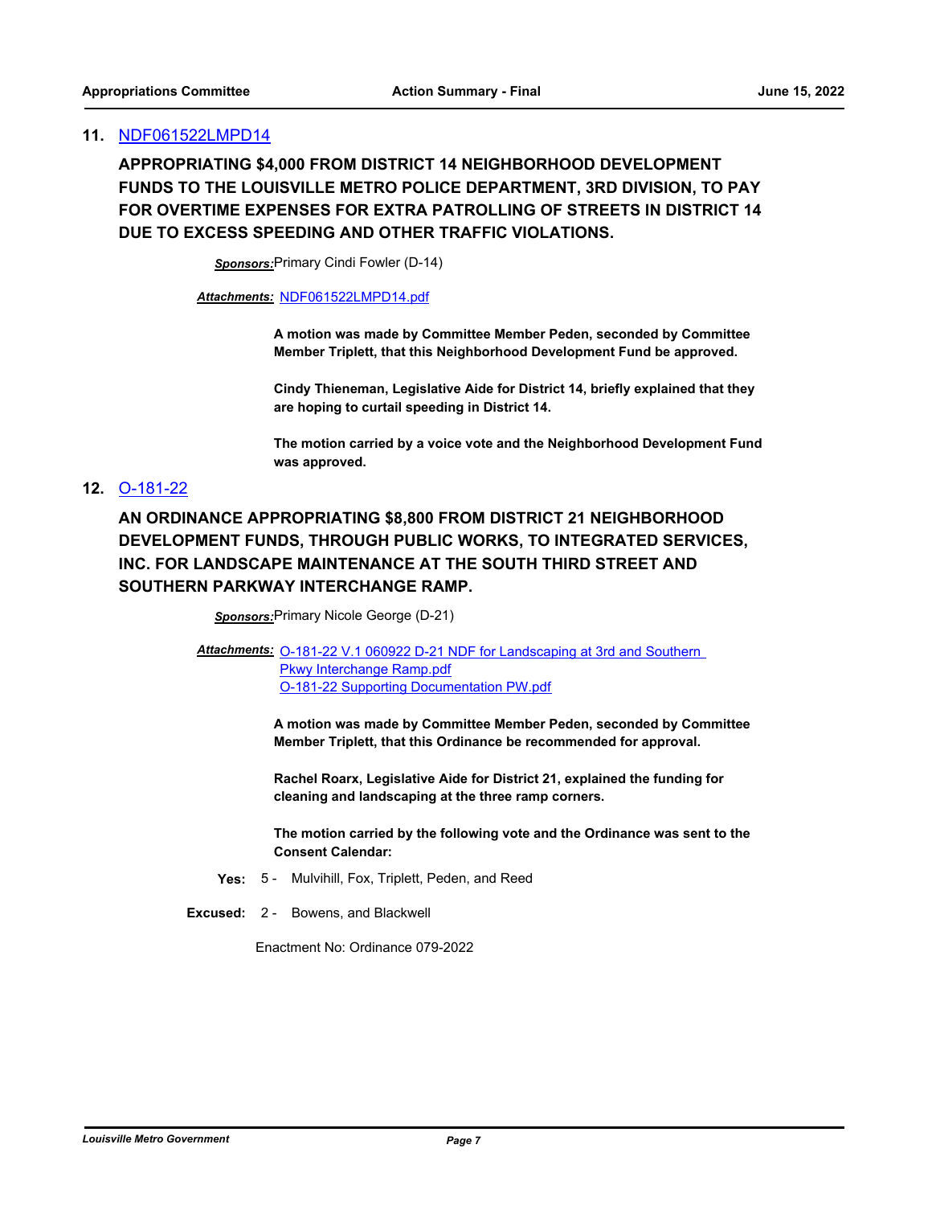## 11. NDF061522LMPD14

**APPROPRIATING $4,000 FROM DISTRICT 14 NEIGHBORHOOD DEVELOPMENT FUNDS TO THE LOUISVILLE METRO POLICE DEPARTMENT, 3RD DIVISION, TO PAY FOR OVERTIME EXPENSES FOR EXTRA PATROLLING OF STREETS IN DISTRICT 14 DUE TO EXCESS SPEEDING AND OTHER TRAFFIC VIOLATIONS.**

***Sponsors:*** Primary Cindi Fowler (D-14)

***Attachments:*** NDF061522LMPD14.pdf

**A motion was made by Committee Member Peden, seconded by Committee Member Triplett, that this Neighborhood Development Fund be approved.**

**Cindy Thieneman, Legislative Aide for District 14, briefly explained that they are hoping to curtail speeding in District 14.**

**The motion carried by a voice vote and the Neighborhood Development Fund was approved.**

## 12. O-181-22

**AN ORDINANCE APPROPRIATING $8,800 FROM DISTRICT 21 NEIGHBORHOOD DEVELOPMENT FUNDS, THROUGH PUBLIC WORKS, TO INTEGRATED SERVICES, INC. FOR LANDSCAPE MAINTENANCE AT THE SOUTH THIRD STREET AND SOUTHERN PARKWAY INTERCHANGE RAMP.**

***Sponsors:*** Primary Nicole George (D-21)

***Attachments:*** O-181-22 V.1 060922 D-21 NDF for Landscaping at 3rd and Southern Pkwy Interchange Ramp.pdf
O-181-22 Supporting Documentation PW.pdf

**A motion was made by Committee Member Peden, seconded by Committee Member Triplett, that this Ordinance be recommended for approval.**

**Rachel Roarx, Legislative Aide for District 21, explained the funding for cleaning and landscaping at the three ramp corners.**

**The motion carried by the following vote and the Ordinance was sent to the Consent Calendar:**

**Yes:** 5 - Mulvihill, Fox, Triplett, Peden, and Reed

**Excused:** 2 - Bowens, and Blackwell

Enactment No: Ordinance 079-2022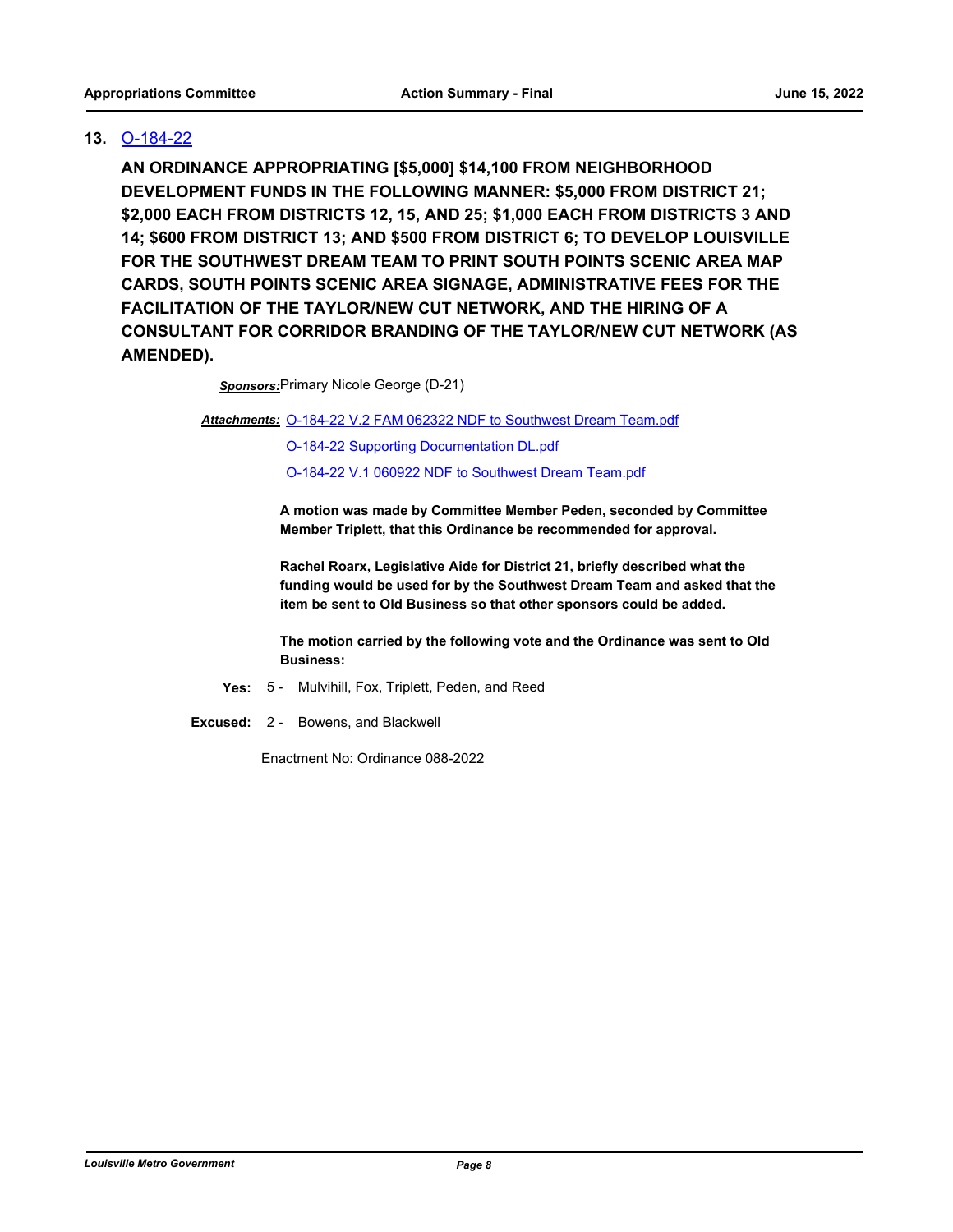**13.** O-184-22

**AN ORDINANCE APPROPRIATING [$5,000] $14,100 FROM NEIGHBORHOOD DEVELOPMENT FUNDS IN THE FOLLOWING MANNER: $5,000 FROM DISTRICT 21; $2,000 EACH FROM DISTRICTS 12, 15, AND 25; $1,000 EACH FROM DISTRICTS 3 AND 14; $600 FROM DISTRICT 13; AND $500 FROM DISTRICT 6; TO DEVELOP LOUISVILLE FOR THE SOUTHWEST DREAM TEAM TO PRINT SOUTH POINTS SCENIC AREA MAP CARDS, SOUTH POINTS SCENIC AREA SIGNAGE, ADMINISTRATIVE FEES FOR THE FACILITATION OF THE TAYLOR/NEW CUT NETWORK, AND THE HIRING OF A CONSULTANT FOR CORRIDOR BRANDING OF THE TAYLOR/NEW CUT NETWORK (AS AMENDED).**

***Sponsors:*** Primary Nicole George (D-21)

***Attachments:*** O-184-22 V.2 FAM 062322 NDF to Southwest Dream Team.pdf

O-184-22 Supporting Documentation DL.pdf

O-184-22 V.1 060922 NDF to Southwest Dream Team.pdf

**A motion was made by Committee Member Peden, seconded by Committee Member Triplett, that this Ordinance be recommended for approval.**

**Rachel Roarx, Legislative Aide for District 21, briefly described what the funding would be used for by the Southwest Dream Team and asked that the item be sent to Old Business so that other sponsors could be added.**

**The motion carried by the following vote and the Ordinance was sent to Old Business:**

**Yes:** 5 - Mulvihill, Fox, Triplett, Peden, and Reed

**Excused:** 2 - Bowens, and Blackwell

Enactment No: Ordinance 088-2022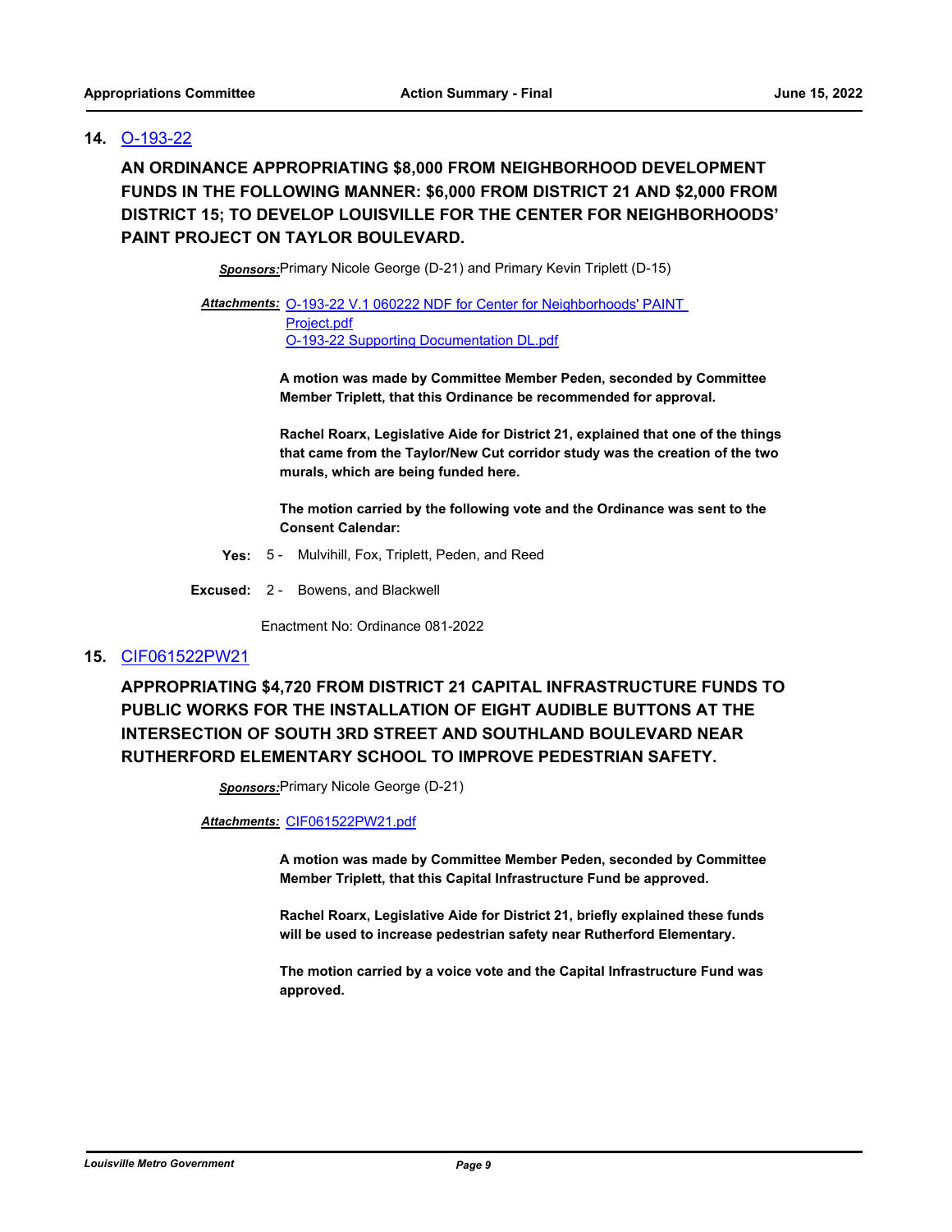**14.** O-193-22

**AN ORDINANCE APPROPRIATING $8,000 FROM NEIGHBORHOOD DEVELOPMENT FUNDS IN THE FOLLOWING MANNER: $6,000 FROM DISTRICT 21 AND $2,000 FROM DISTRICT 15; TO DEVELOP LOUISVILLE FOR THE CENTER FOR NEIGHBORHOODS' PAINT PROJECT ON TAYLOR BOULEVARD.**

***Sponsors:*** Primary Nicole George (D-21) and Primary Kevin Triplett (D-15)

***Attachments:*** O-193-22 V.1 060222 NDF for Center for Neighborhoods' PAINT Project.pdf
O-193-22 Supporting Documentation DL.pdf

**A motion was made by Committee Member Peden, seconded by Committee Member Triplett, that this Ordinance be recommended for approval.**

**Rachel Roarx, Legislative Aide for District 21, explained that one of the things that came from the Taylor/New Cut corridor study was the creation of the two murals, which are being funded here.**

**The motion carried by the following vote and the Ordinance was sent to the Consent Calendar:**

**Yes:** 5 - Mulvihill, Fox, Triplett, Peden, and Reed

**Excused:** 2 - Bowens, and Blackwell

Enactment No: Ordinance 081-2022

**15.** CIF061522PW21

**APPROPRIATING $4,720 FROM DISTRICT 21 CAPITAL INFRASTRUCTURE FUNDS TO PUBLIC WORKS FOR THE INSTALLATION OF EIGHT AUDIBLE BUTTONS AT THE INTERSECTION OF SOUTH 3RD STREET AND SOUTHLAND BOULEVARD NEAR RUTHERFORD ELEMENTARY SCHOOL TO IMPROVE PEDESTRIAN SAFETY.**

***Sponsors:*** Primary Nicole George (D-21)

***Attachments:*** CIF061522PW21.pdf

**A motion was made by Committee Member Peden, seconded by Committee Member Triplett, that this Capital Infrastructure Fund be approved.**

**Rachel Roarx, Legislative Aide for District 21, briefly explained these funds will be used to increase pedestrian safety near Rutherford Elementary.**

**The motion carried by a voice vote and the Capital Infrastructure Fund was approved.**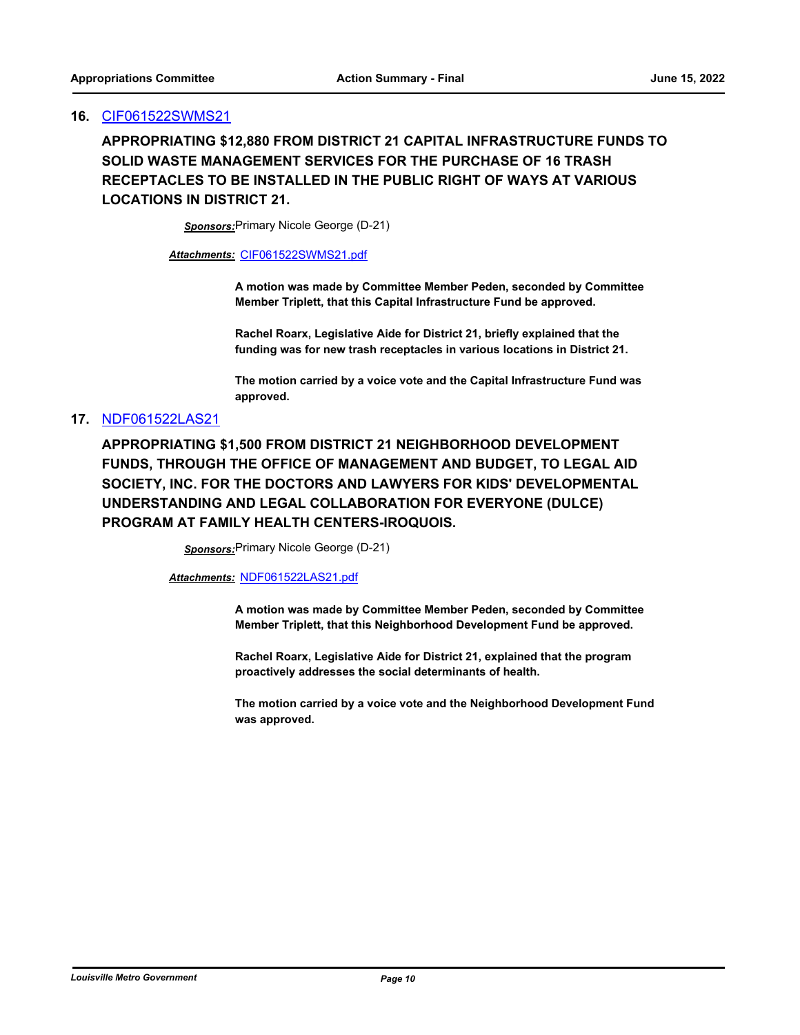## 16. CIF061522SWMS21

**APPROPRIATING $12,880 FROM DISTRICT 21 CAPITAL INFRASTRUCTURE FUNDS TO SOLID WASTE MANAGEMENT SERVICES FOR THE PURCHASE OF 16 TRASH RECEPTACLES TO BE INSTALLED IN THE PUBLIC RIGHT OF WAYS AT VARIOUS LOCATIONS IN DISTRICT 21.**

***Sponsors:*** Primary Nicole George (D-21)

***Attachments:*** CIF061522SWMS21.pdf

**A motion was made by Committee Member Peden, seconded by Committee Member Triplett, that this Capital Infrastructure Fund be approved.**

**Rachel Roarx, Legislative Aide for District 21, briefly explained that the funding was for new trash receptacles in various locations in District 21.**

**The motion carried by a voice vote and the Capital Infrastructure Fund was approved.**

## 17. NDF061522LAS21

**APPROPRIATING $1,500 FROM DISTRICT 21 NEIGHBORHOOD DEVELOPMENT FUNDS, THROUGH THE OFFICE OF MANAGEMENT AND BUDGET, TO LEGAL AID SOCIETY, INC. FOR THE DOCTORS AND LAWYERS FOR KIDS' DEVELOPMENTAL UNDERSTANDING AND LEGAL COLLABORATION FOR EVERYONE (DULCE) PROGRAM AT FAMILY HEALTH CENTERS-IROQUOIS.**

***Sponsors:*** Primary Nicole George (D-21)

***Attachments:*** NDF061522LAS21.pdf

**A motion was made by Committee Member Peden, seconded by Committee Member Triplett, that this Neighborhood Development Fund be approved.**

**Rachel Roarx, Legislative Aide for District 21, explained that the program proactively addresses the social determinants of health.**

**The motion carried by a voice vote and the Neighborhood Development Fund was approved.**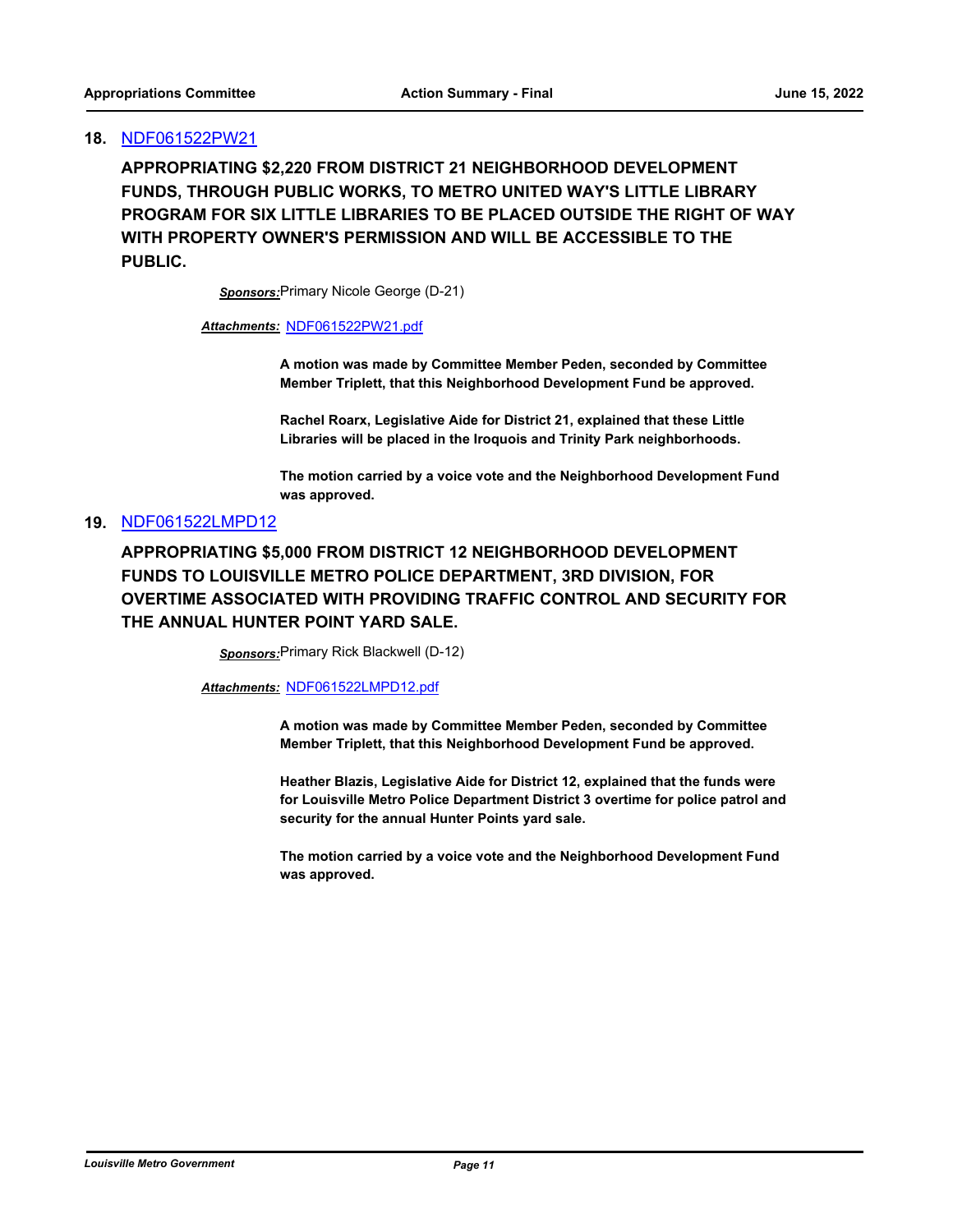**18.** NDF061522PW21

**APPROPRIATING $2,220 FROM DISTRICT 21 NEIGHBORHOOD DEVELOPMENT FUNDS, THROUGH PUBLIC WORKS, TO METRO UNITED WAY'S LITTLE LIBRARY PROGRAM FOR SIX LITTLE LIBRARIES TO BE PLACED OUTSIDE THE RIGHT OF WAY WITH PROPERTY OWNER'S PERMISSION AND WILL BE ACCESSIBLE TO THE PUBLIC.**

***Sponsors:*** Primary Nicole George (D-21)

***Attachments:*** NDF061522PW21.pdf

**A motion was made by Committee Member Peden, seconded by Committee Member Triplett, that this Neighborhood Development Fund be approved.**

**Rachel Roarx, Legislative Aide for District 21, explained that these Little Libraries will be placed in the Iroquois and Trinity Park neighborhoods.**

**The motion carried by a voice vote and the Neighborhood Development Fund was approved.**

**19.** NDF061522LMPD12

**APPROPRIATING $5,000 FROM DISTRICT 12 NEIGHBORHOOD DEVELOPMENT FUNDS TO LOUISVILLE METRO POLICE DEPARTMENT, 3RD DIVISION, FOR OVERTIME ASSOCIATED WITH PROVIDING TRAFFIC CONTROL AND SECURITY FOR THE ANNUAL HUNTER POINT YARD SALE.**

***Sponsors:*** Primary Rick Blackwell (D-12)

***Attachments:*** NDF061522LMPD12.pdf

**A motion was made by Committee Member Peden, seconded by Committee Member Triplett, that this Neighborhood Development Fund be approved.**

**Heather Blazis, Legislative Aide for District 12, explained that the funds were for Louisville Metro Police Department District 3 overtime for police patrol and security for the annual Hunter Points yard sale.**

**The motion carried by a voice vote and the Neighborhood Development Fund was approved.**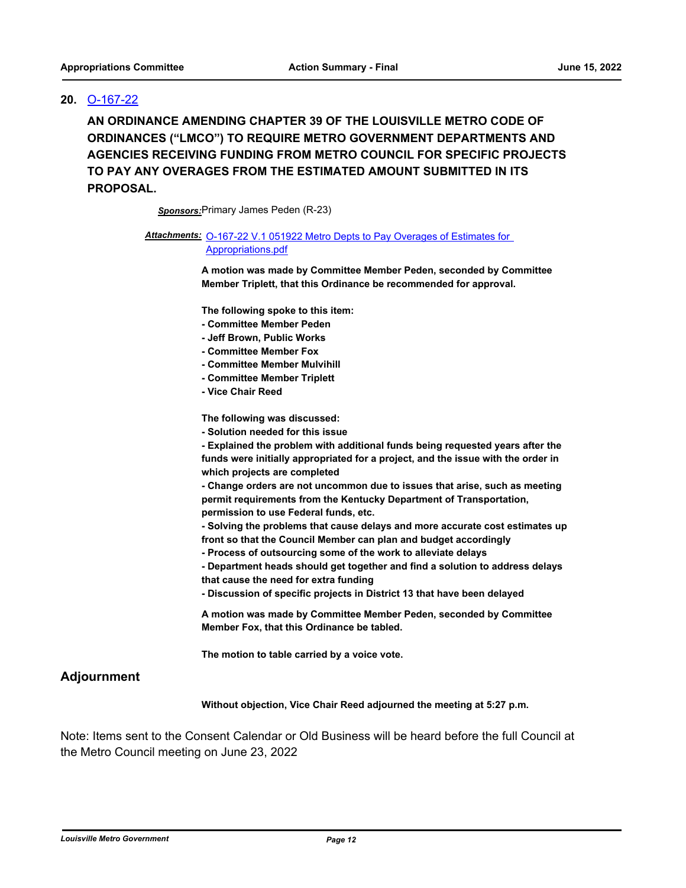**20.** O-167-22

**AN ORDINANCE AMENDING CHAPTER 39 OF THE LOUISVILLE METRO CODE OF ORDINANCES ("LMCO") TO REQUIRE METRO GOVERNMENT DEPARTMENTS AND AGENCIES RECEIVING FUNDING FROM METRO COUNCIL FOR SPECIFIC PROJECTS TO PAY ANY OVERAGES FROM THE ESTIMATED AMOUNT SUBMITTED IN ITS PROPOSAL.**

***Sponsors:*** Primary James Peden (R-23)

***Attachments:*** O-167-22 V.1 051922 Metro Depts to Pay Overages of Estimates for Appropriations.pdf

**A motion was made by Committee Member Peden, seconded by Committee Member Triplett, that this Ordinance be recommended for approval.**

**The following spoke to this item:**
**- Committee Member Peden**
**- Jeff Brown, Public Works**
**- Committee Member Fox**
**- Committee Member Mulvihill**
**- Committee Member Triplett**
**- Vice Chair Reed**

**The following was discussed:**
**- Solution needed for this issue**
**- Explained the problem with additional funds being requested years after the funds were initially appropriated for a project, and the issue with the order in which projects are completed**
**- Change orders are not uncommon due to issues that arise, such as meeting permit requirements from the Kentucky Department of Transportation, permission to use Federal funds, etc.**
**- Solving the problems that cause delays and more accurate cost estimates up front so that the Council Member can plan and budget accordingly**
**- Process of outsourcing some of the work to alleviate delays**
**- Department heads should get together and find a solution to address delays that cause the need for extra funding**
**- Discussion of specific projects in District 13 that have been delayed**

**A motion was made by Committee Member Peden, seconded by Committee Member Fox, that this Ordinance be tabled.**

**The motion to table carried by a voice vote.**

## Adjournment

**Without objection, Vice Chair Reed adjourned the meeting at 5:27 p.m.**

Note: Items sent to the Consent Calendar or Old Business will be heard before the full Council at the Metro Council meeting on June 23, 2022